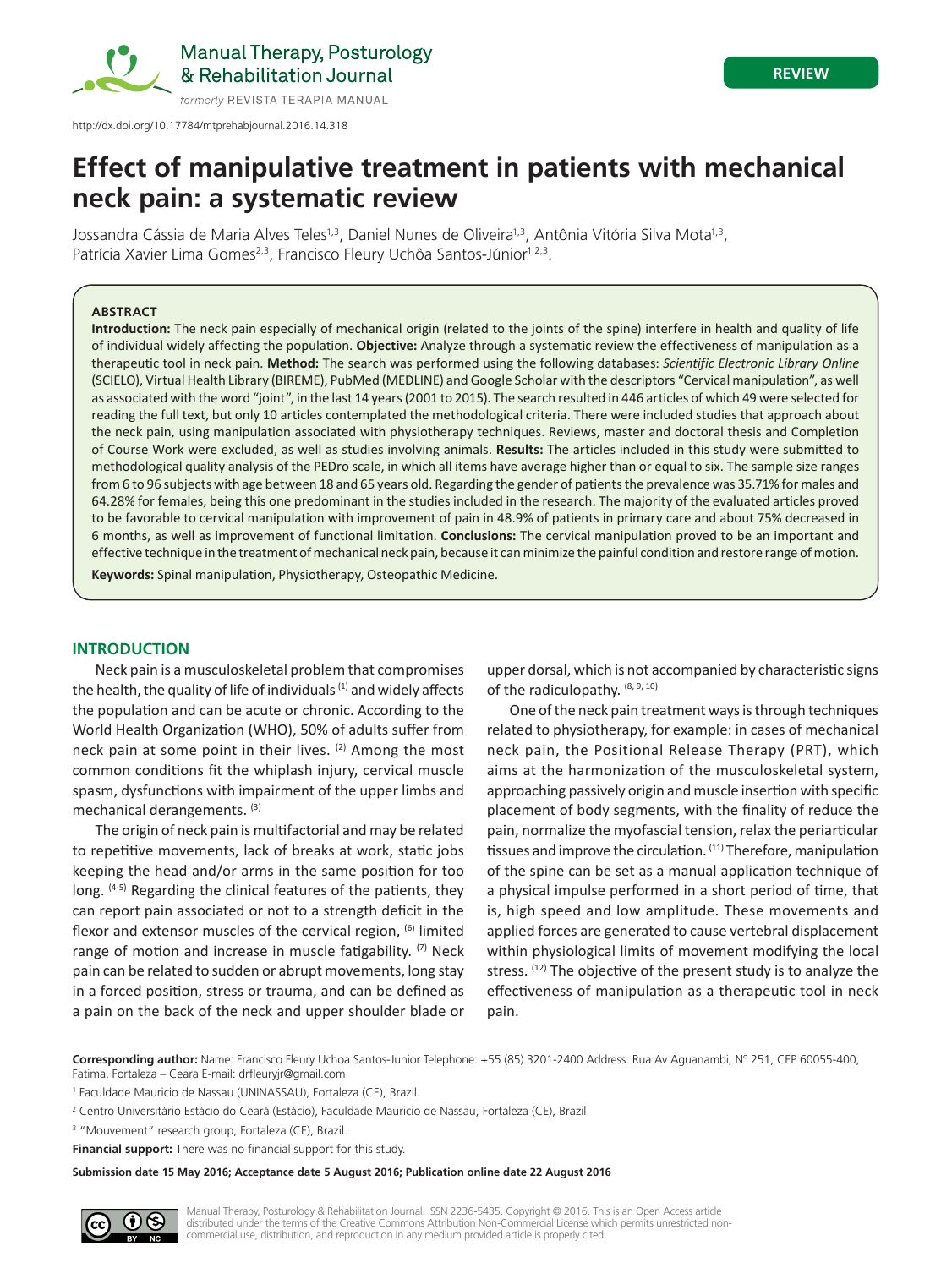Manual Therapy, Posturology & Rehabilitation Journal

formerly REVISTA TERAPIA MANUAL

REVIEW

http://dx.doi.org/10.17784/mtprehabjournal.2016.14.318

# Effect of manipulative treatment in patients with mechanical neck pain: a systematic review

Jossandra Cássia de Maria Alves Teles[1,3], Daniel Nunes de Oliveira[1,3], Antônia Vitória Silva Mota[1,3], Patrícia Xavier Lima Gomes[2,3], Francisco Fleury Uchôa Santos-Júnior[1,2,3].

### ABSTRACT

**Introduction:** The neck pain especially of mechanical origin (related to the joints of the spine) interfere in health and quality of life of individual widely affecting the population. **Objective:** Analyze through a systematic review the effectiveness of manipulation as a therapeutic tool in neck pain. **Method:** The search was performed using the following databases: *Scientific Electronic Library Online* (SCIELO), Virtual Health Library (BIREME), PubMed (MEDLINE) and Google Scholar with the descriptors "Cervical manipulation", as well as associated with the word "joint", in the last 14 years (2001 to 2015). The search resulted in 446 articles of which 49 were selected for reading the full text, but only 10 articles contemplated the methodological criteria. There were included studies that approach about the neck pain, using manipulation associated with physiotherapy techniques. Reviews, master and doctoral thesis and Completion of Course Work were excluded, as well as studies involving animals. **Results:** The articles included in this study were submitted to methodological quality analysis of the PEDro scale, in which all items have average higher than or equal to six. The sample size ranges from 6 to 96 subjects with age between 18 and 65 years old. Regarding the gender of patients the prevalence was 35.71% for males and 64.28% for females, being this one predominant in the studies included in the research. The majority of the evaluated articles proved to be favorable to cervical manipulation with improvement of pain in 48.9% of patients in primary care and about 75% decreased in 6 months, as well as improvement of functional limitation. **Conclusions:** The cervical manipulation proved to be an important and effective technique in the treatment of mechanical neck pain, because it can minimize the painful condition and restore range of motion.

**Keywords:** Spinal manipulation, Physiotherapy, Osteopathic Medicine.

## INTRODUCTION

Neck pain is a musculoskeletal problem that compromises the health, the quality of life of individuals [1] and widely affects the population and can be acute or chronic. According to the World Health Organization (WHO), 50% of adults suffer from neck pain at some point in their lives. [2] Among the most common conditions fit the whiplash injury, cervical muscle spasm, dysfunctions with impairment of the upper limbs and mechanical derangements. [3]

The origin of neck pain is multifactorial and may be related to repetitive movements, lack of breaks at work, static jobs keeping the head and/or arms in the same position for too long. [4-5] Regarding the clinical features of the patients, they can report pain associated or not to a strength deficit in the flexor and extensor muscles of the cervical region, [6] limited range of motion and increase in muscle fatigability. [7] Neck pain can be related to sudden or abrupt movements, long stay in a forced position, stress or trauma, and can be defined as a pain on the back of the neck and upper shoulder blade or upper dorsal, which is not accompanied by characteristic signs of the radiculopathy. [8, 9, 10]

One of the neck pain treatment ways is through techniques related to physiotherapy, for example: in cases of mechanical neck pain, the Positional Release Therapy (PRT), which aims at the harmonization of the musculoskeletal system, approaching passively origin and muscle insertion with specific placement of body segments, with the finality of reduce the pain, normalize the myofascial tension, relax the periarticular tissues and improve the circulation. [11] Therefore, manipulation of the spine can be set as a manual application technique of a physical impulse performed in a short period of time, that is, high speed and low amplitude. These movements and applied forces are generated to cause vertebral displacement within physiological limits of movement modifying the local stress. [12] The objective of the present study is to analyze the effectiveness of manipulation as a therapeutic tool in neck pain.

**Corresponding author:** Name: Francisco Fleury Uchoa Santos-Junior Telephone: +55 (85) 3201-2400 Address: Rua Av Aguanambi, N° 251, CEP 60055-400, Fatima, Fortaleza – Ceara E-mail: drfleuryjr@gmail.com

[1] Faculdade Mauricio de Nassau (UNINASSAU), Fortaleza (CE), Brazil.

[2] Centro Universitário Estácio do Ceará (Estácio), Faculdade Mauricio de Nassau, Fortaleza (CE), Brazil.

[3] "Mouvement" research group, Fortaleza (CE), Brazil.

**Financial support:** There was no financial support for this study.

**Submission date 15 May 2016; Acceptance date 5 August 2016; Publication online date 22 August 2016**

Manual Therapy, Posturology & Rehabilitation Journal. ISSN 2236-5435. Copyright © 2016. This is an Open Access article distributed under the terms of the Creative Commons Attribution Non-Commercial License which permits unrestricted non-commercial use, distribution, and reproduction in any medium provided article is properly cited.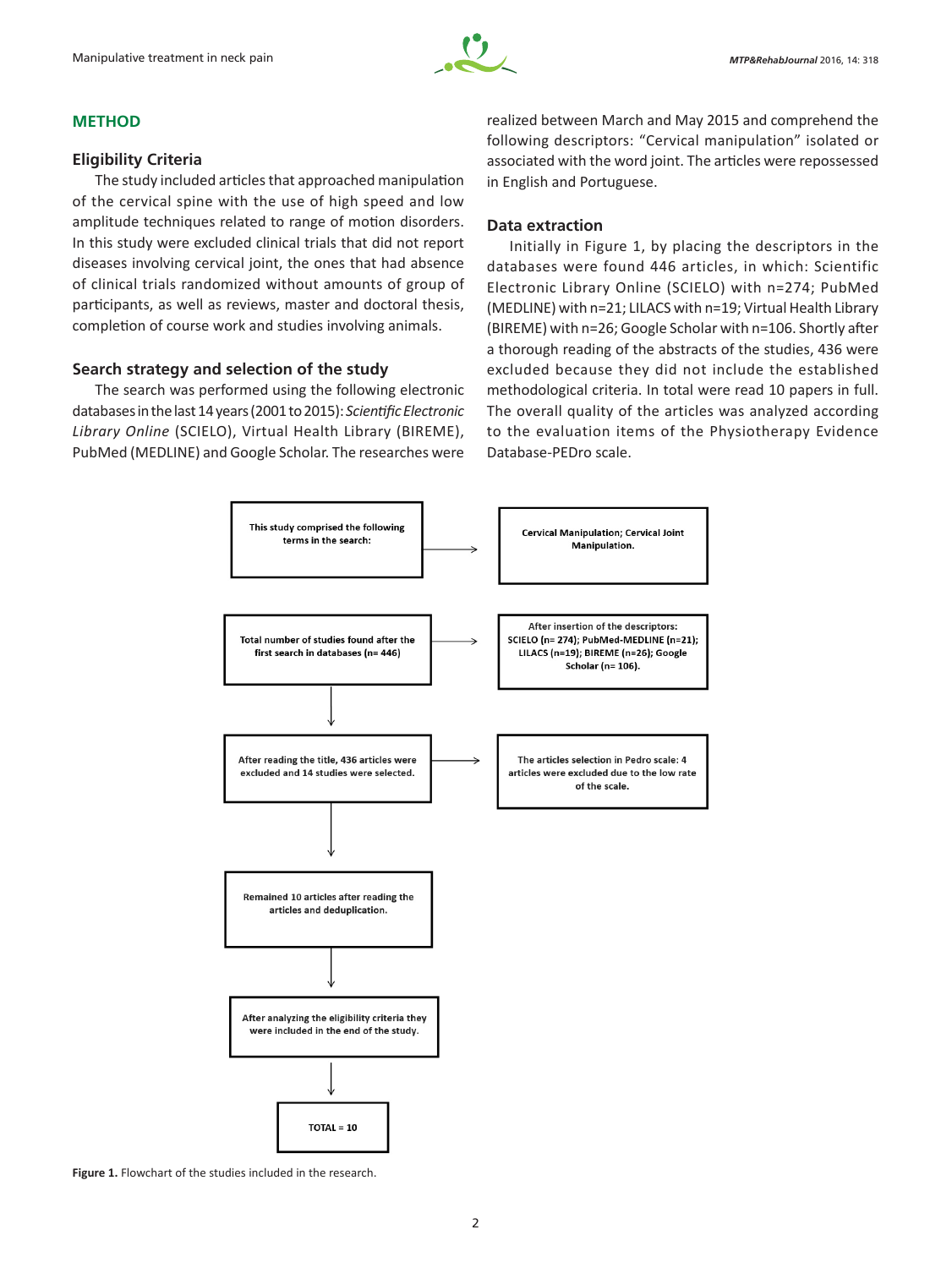## METHOD

### Eligibility Criteria

The study included articles that approached manipulation of the cervical spine with the use of high speed and low amplitude techniques related to range of motion disorders. In this study were excluded clinical trials that did not report diseases involving cervical joint, the ones that had absence of clinical trials randomized without amounts of group of participants, as well as reviews, master and doctoral thesis, completion of course work and studies involving animals.

### Search strategy and selection of the study

The search was performed using the following electronic databases in the last 14 years (2001 to 2015): *Scientific Electronic Library Online* (SCIELO), Virtual Health Library (BIREME), PubMed (MEDLINE) and Google Scholar. The researches were realized between March and May 2015 and comprehend the following descriptors: "Cervical manipulation" isolated or associated with the word joint. The articles were repossessed in English and Portuguese.

### Data extraction

Initially in Figure 1, by placing the descriptors in the databases were found 446 articles, in which: Scientific Electronic Library Online (SCIELO) with n=274; PubMed (MEDLINE) with n=21; LILACS with n=19; Virtual Health Library (BIREME) with n=26; Google Scholar with n=106. Shortly after a thorough reading of the abstracts of the studies, 436 were excluded because they did not include the established methodological criteria. In total were read 10 papers in full. The overall quality of the articles was analyzed according to the evaluation items of the Physiotherapy Evidence Database-PEDro scale.

This study comprised the following terms in the search: → Cervical Manipulation; Cervical Joint Manipulation.

Total number of studies found after the first search in databases (n= 446) → After insertion of the descriptors: SCIELO (n= 274); PubMed-MEDLINE (n=21); LILACS (n=19); BIREME (n=26); Google Scholar (n= 106).

↓

After reading the title, 436 articles were excluded and 14 studies were selected. → The articles selection in Pedro scale: 4 articles were excluded due to the low rate of the scale.

↓

Remained 10 articles after reading the articles and deduplication.

↓

After analyzing the eligibility criteria they were included in the end of the study.

↓

TOTAL = 10

**Figure 1.** Flowchart of the studies included in the research.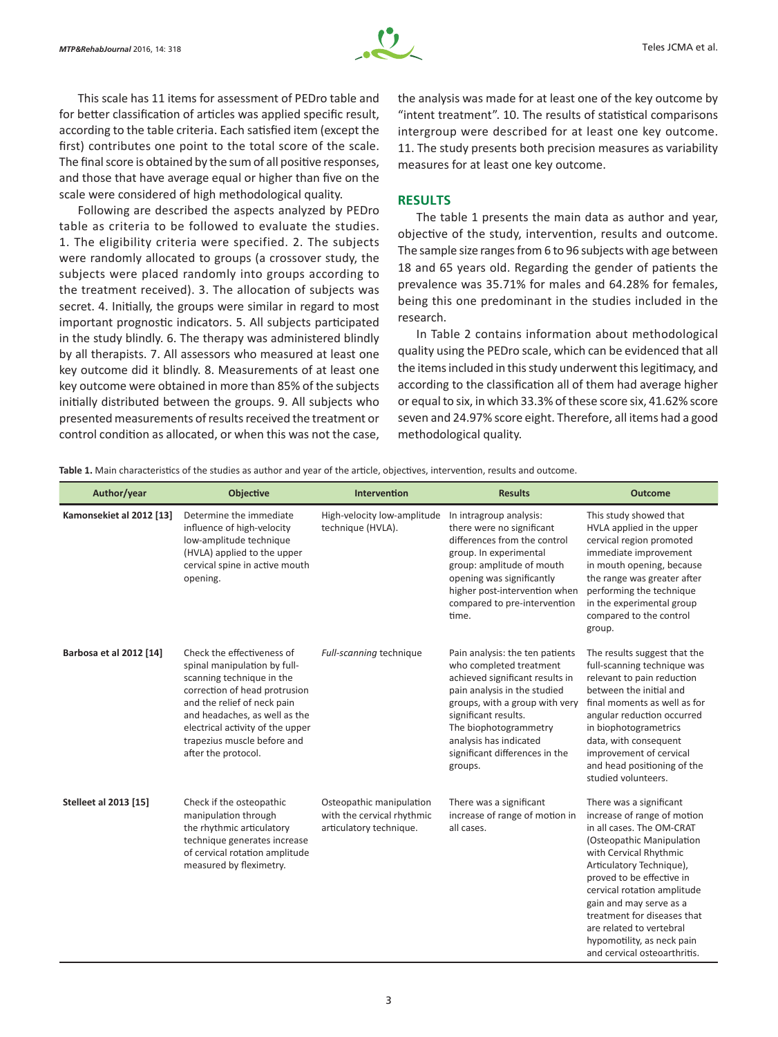This scale has 11 items for assessment of PEDro table and for better classification of articles was applied specific result, according to the table criteria. Each satisfied item (except the first) contributes one point to the total score of the scale. The final score is obtained by the sum of all positive responses, and those that have average equal or higher than five on the scale were considered of high methodological quality.

Following are described the aspects analyzed by PEDro table as criteria to be followed to evaluate the studies. 1. The eligibility criteria were specified. 2. The subjects were randomly allocated to groups (a crossover study, the subjects were placed randomly into groups according to the treatment received). 3. The allocation of subjects was secret. 4. Initially, the groups were similar in regard to most important prognostic indicators. 5. All subjects participated in the study blindly. 6. The therapy was administered blindly by all therapists. 7. All assessors who measured at least one key outcome did it blindly. 8. Measurements of at least one key outcome were obtained in more than 85% of the subjects initially distributed between the groups. 9. All subjects who presented measurements of results received the treatment or control condition as allocated, or when this was not the case, the analysis was made for at least one of the key outcome by "intent treatment". 10. The results of statistical comparisons intergroup were described for at least one key outcome. 11. The study presents both precision measures as variability measures for at least one key outcome.

## RESULTS

The table 1 presents the main data as author and year, objective of the study, intervention, results and outcome. The sample size ranges from 6 to 96 subjects with age between 18 and 65 years old. Regarding the gender of patients the prevalence was 35.71% for males and 64.28% for females, being this one predominant in the studies included in the research.

In Table 2 contains information about methodological quality using the PEDro scale, which can be evidenced that all the items included in this study underwent this legitimacy, and according to the classification all of them had average higher or equal to six, in which 33.3% of these score six, 41.62% score seven and 24.97% score eight. Therefore, all items had a good methodological quality.

**Table 1.** Main characteristics of the studies as author and year of the article, objectives, intervention, results and outcome.

| Author/year | Objective | Intervention | Results | Outcome |
|---|---|---|---|---|
| **Kamonsekiet al 2012 [13]** | Determine the immediate influence of high-velocity low-amplitude technique (HVLA) applied to the upper cervical spine in active mouth opening. | High-velocity low-amplitude technique (HVLA). | In intragroup analysis: there were no significant differences from the control group. In experimental group: amplitude of mouth opening was significantly higher post-intervention when compared to pre-intervention time. | This study showed that HVLA applied in the upper cervical region promoted immediate improvement in mouth opening, because the range was greater after performing the technique in the experimental group compared to the control group. |
| **Barbosa et al 2012 [14]** | Check the effectiveness of spinal manipulation by full-scanning technique in the correction of head protrusion and the relief of neck pain and headaches, as well as the electrical activity of the upper trapezius muscle before and after the protocol. | *Full-scanning* technique | Pain analysis: the ten patients who completed treatment achieved significant results in pain analysis in the studied groups, with a group with very significant results. The biophotogrammetry analysis has indicated significant differences in the groups. | The results suggest that the full-scanning technique was relevant to pain reduction between the initial and final moments as well as for angular reduction occurred in biophotogrametrics data, with consequent improvement of cervical and head positioning of the studied volunteers. |
| **Stelleet al 2013 [15]** | Check if the osteopathic manipulation through the rhythmic articulatory technique generates increase of cervical rotation amplitude measured by fleximetry. | Osteopathic manipulation with the cervical rhythmic articulatory technique. | There was a significant increase of range of motion in all cases. | There was a significant increase of range of motion in all cases. The OM-CRAT (Osteopathic Manipulation with Cervical Rhythmic Articulatory Technique), proved to be effective in cervical rotation amplitude gain and may serve as a treatment for diseases that are related to vertebral hypomotility, as neck pain and cervical osteoarthritis. |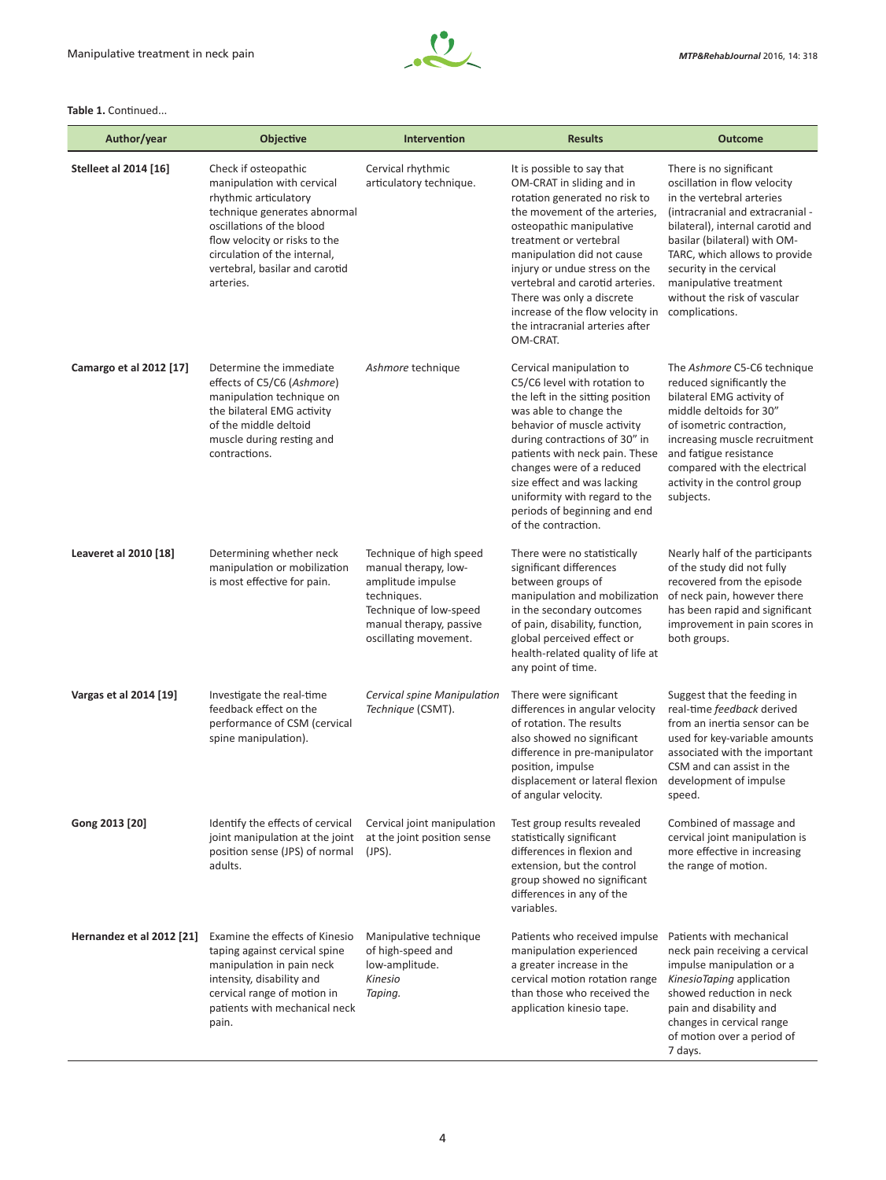**Table 1.** Continued...

| Author/year | Objective | Intervention | Results | Outcome |
|---|---|---|---|---|
| **Stelleet al 2014 [16]** | Check if osteopathic manipulation with cervical rhythmic articulatory technique generates abnormal oscillations of the blood flow velocity or risks to the circulation of the internal, vertebral, basilar and carotid arteries. | Cervical rhythmic articulatory technique. | It is possible to say that OM-CRAT in sliding and in rotation generated no risk to the movement of the arteries, osteopathic manipulative treatment or vertebral manipulation did not cause injury or undue stress on the vertebral and carotid arteries. There was only a discrete increase of the flow velocity in the intracranial arteries after OM-CRAT. | There is no significant oscillation in flow velocity in the vertebral arteries (intracranial and extracranial - bilateral), internal carotid and basilar (bilateral) with OM-TARC, which allows to provide security in the cervical manipulative treatment without the risk of vascular complications. |
| **Camargo et al 2012 [17]** | Determine the immediate effects of C5/C6 (*Ashmore*) manipulation technique on the bilateral EMG activity of the middle deltoid muscle during resting and contractions. | *Ashmore* technique | Cervical manipulation to C5/C6 level with rotation to the left in the sitting position was able to change the behavior of muscle activity during contractions of 30" in patients with neck pain. These changes were of a reduced size effect and was lacking uniformity with regard to the periods of beginning and end of the contraction. | The *Ashmore* C5-C6 technique reduced significantly the bilateral EMG activity of middle deltoids for 30" of isometric contraction, increasing muscle recruitment and fatigue resistance compared with the electrical activity in the control group subjects. |
| **Leaveret al 2010 [18]** | Determining whether neck manipulation or mobilization is most effective for pain. | Technique of high speed manual therapy, low-amplitude impulse techniques. Technique of low-speed manual therapy, passive oscillating movement. | There were no statistically significant differences between groups of manipulation and mobilization in the secondary outcomes of pain, disability, function, global perceived effect or health-related quality of life at any point of time. | Nearly half of the participants of the study did not fully recovered from the episode of neck pain, however there has been rapid and significant improvement in pain scores in both groups. |
| **Vargas et al 2014 [19]** | Investigate the real-time feedback effect on the performance of CSM (cervical spine manipulation). | *Cervical spine Manipulation Technique* (CSMT). | There were significant differences in angular velocity of rotation. The results also showed no significant difference in pre-manipulator position, impulse displacement or lateral flexion of angular velocity. | Suggest that the feeding in real-time *feedback* derived from an inertia sensor can be used for key-variable amounts associated with the important CSM and can assist in the development of impulse speed. |
| **Gong 2013 [20]** | Identify the effects of cervical joint manipulation at the joint position sense (JPS) of normal adults. | Cervical joint manipulation at the joint position sense (JPS). | Test group results revealed statistically significant differences in flexion and extension, but the control group showed no significant differences in any of the variables. | Combined of massage and cervical joint manipulation is more effective in increasing the range of motion. |
| **Hernandez et al 2012 [21]** | Examine the effects of Kinesio taping against cervical spine manipulation in pain neck intensity, disability and cervical range of motion in patients with mechanical neck pain. | Manipulative technique of high-speed and low-amplitude. *Kinesio Taping.* | Patients who received impulse manipulation experienced a greater increase in the cervical motion rotation range than those who received the application kinesio tape. | Patients with mechanical neck pain receiving a cervical impulse manipulation or a *KinesioTaping* application showed reduction in neck pain and disability and changes in cervical range of motion over a period of 7 days. |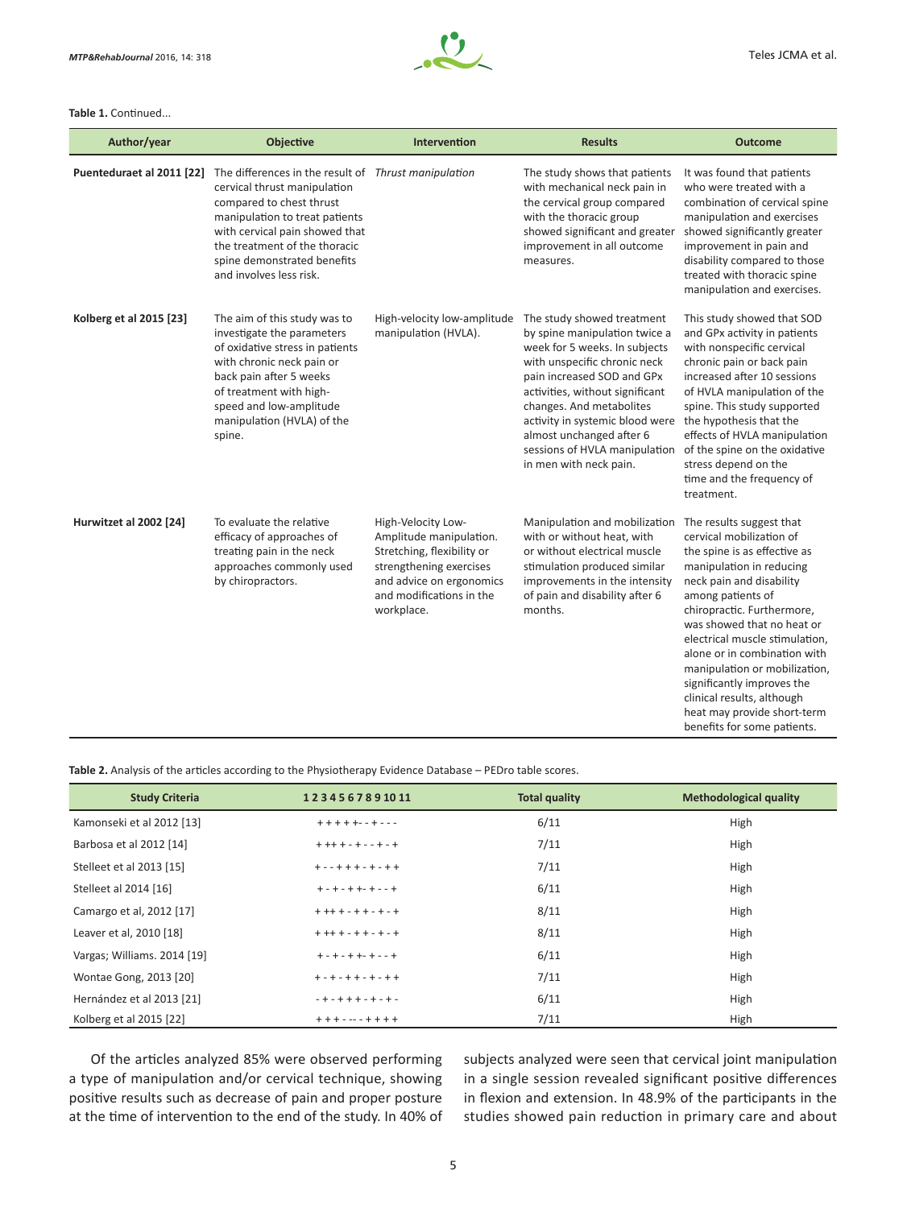**Table 1.** Continued...

| Author/year | Objective | Intervention | Results | Outcome |
|---|---|---|---|---|
| **Puenteduraet al 2011 [22]** | The differences in the result of cervical thrust manipulation compared to chest thrust manipulation to treat patients with cervical pain showed that the treatment of the thoracic spine demonstrated benefits and involves less risk. | *Thrust manipulation* | The study shows that patients with mechanical neck pain in the cervical group compared with the thoracic group showed significant and greater improvement in all outcome measures. | It was found that patients who were treated with a combination of cervical spine manipulation and exercises showed significantly greater improvement in pain and disability compared to those treated with thoracic spine manipulation and exercises. |
| **Kolberg et al 2015 [23]** | The aim of this study was to investigate the parameters of oxidative stress in patients with chronic neck pain or back pain after 5 weeks of treatment with high-speed and low-amplitude manipulation (HVLA) of the spine. | High-velocity low-amplitude manipulation (HVLA). | The study showed treatment by spine manipulation twice a week for 5 weeks. In subjects with unspecific chronic neck pain increased SOD and GPx activities, without significant changes. And metabolites activity in systemic blood were almost unchanged after 6 sessions of HVLA manipulation in men with neck pain. | This study showed that SOD and GPx activity in patients with nonspecific cervical chronic pain or back pain increased after 10 sessions of HVLA manipulation of the spine. This study supported the hypothesis that the effects of HVLA manipulation of the spine on the oxidative stress depend on the time and the frequency of treatment. |
| **Hurwitzet al 2002 [24]** | To evaluate the relative efficacy of approaches of treating pain in the neck approaches commonly used by chiropractors. | High-Velocity Low-Amplitude manipulation. Stretching, flexibility or strengthening exercises and advice on ergonomics and modifications in the workplace. | Manipulation and mobilization with or without heat, with or without electrical muscle stimulation produced similar improvements in the intensity of pain and disability after 6 months. | The results suggest that cervical mobilization of the spine is as effective as manipulation in reducing neck pain and disability among patients of chiropractic. Furthermore, was showed that no heat or electrical muscle stimulation, alone or in combination with manipulation or mobilization, significantly improves the clinical results, although heat may provide short-term benefits for some patients. |

**Table 2.** Analysis of the articles according to the Physiotherapy Evidence Database – PEDro table scores.

| Study Criteria | 1 2 3 4 5 6 7 8 9 10 11 | Total quality | Methodological quality |
|---|---|---|---|
| Kamonseki et al 2012 [13] | + + + + +- - + - - - | 6/11 | High |
| Barbosa et al 2012 [14] | + ++ + - + - - + - + | 7/11 | High |
| Stelleet et al 2013 [15] | + - - + + + - + - + + | 7/11 | High |
| Stelleet al 2014 [16] | + - + - + +- + - - + | 6/11 | High |
| Camargo et al, 2012 [17] | + ++ + - + + - + - + | 8/11 | High |
| Leaver et al, 2010 [18] | + ++ + - + + - + - + | 8/11 | High |
| Vargas; Williams. 2014 [19] | + - + - + +- + - - + | 6/11 | High |
| Wontae Gong, 2013 [20] | + - + - + + - + - + + | 7/11 | High |
| Hernández et al 2013 [21] | - + - + + + - + - + - | 6/11 | High |
| Kolberg et al 2015 [22] | + + + - -- - + + + + | 7/11 | High |

Of the articles analyzed 85% were observed performing a type of manipulation and/or cervical technique, showing positive results such as decrease of pain and proper posture at the time of intervention to the end of the study. In 40% of subjects analyzed were seen that cervical joint manipulation in a single session revealed significant positive differences in flexion and extension. In 48.9% of the participants in the studies showed pain reduction in primary care and about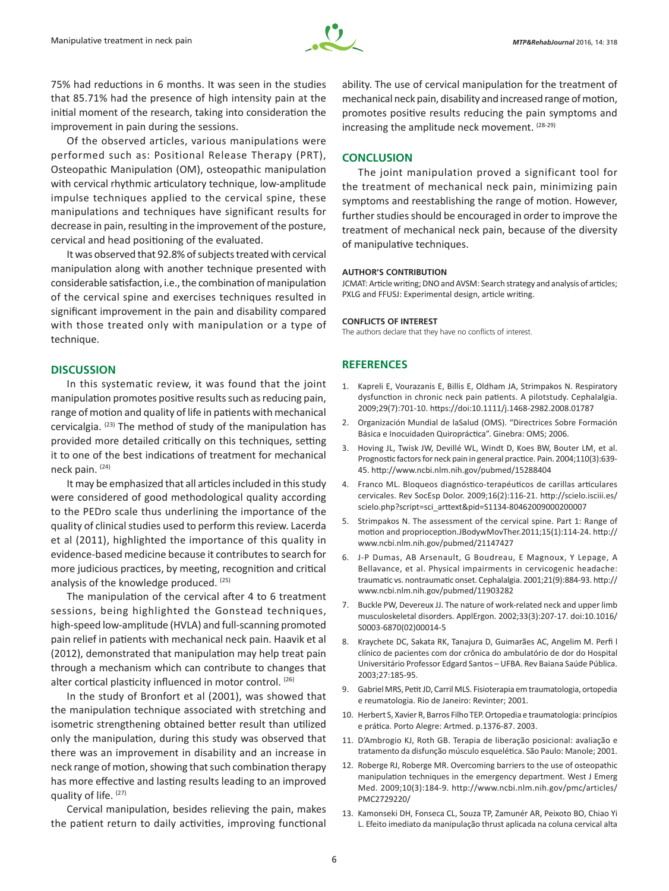75% had reductions in 6 months. It was seen in the studies that 85.71% had the presence of high intensity pain at the initial moment of the research, taking into consideration the improvement in pain during the sessions.

Of the observed articles, various manipulations were performed such as: Positional Release Therapy (PRT), Osteopathic Manipulation (OM), osteopathic manipulation with cervical rhythmic articulatory technique, low-amplitude impulse techniques applied to the cervical spine, these manipulations and techniques have significant results for decrease in pain, resulting in the improvement of the posture, cervical and head positioning of the evaluated.

It was observed that 92.8% of subjects treated with cervical manipulation along with another technique presented with considerable satisfaction, i.e., the combination of manipulation of the cervical spine and exercises techniques resulted in significant improvement in the pain and disability compared with those treated only with manipulation or a type of technique.

## DISCUSSION

In this systematic review, it was found that the joint manipulation promotes positive results such as reducing pain, range of motion and quality of life in patients with mechanical cervicalgia. [23] The method of study of the manipulation has provided more detailed critically on this techniques, setting it to one of the best indications of treatment for mechanical neck pain. [24]

It may be emphasized that all articles included in this study were considered of good methodological quality according to the PEDro scale thus underlining the importance of the quality of clinical studies used to perform this review. Lacerda et al (2011), highlighted the importance of this quality in evidence-based medicine because it contributes to search for more judicious practices, by meeting, recognition and critical analysis of the knowledge produced. [25]

The manipulation of the cervical after 4 to 6 treatment sessions, being highlighted the Gonstead techniques, high-speed low-amplitude (HVLA) and full-scanning promoted pain relief in patients with mechanical neck pain. Haavik et al (2012), demonstrated that manipulation may help treat pain through a mechanism which can contribute to changes that alter cortical plasticity influenced in motor control. [26]

In the study of Bronfort et al (2001), was showed that the manipulation technique associated with stretching and isometric strengthening obtained better result than utilized only the manipulation, during this study was observed that there was an improvement in disability and an increase in neck range of motion, showing that such combination therapy has more effective and lasting results leading to an improved quality of life. [27]

Cervical manipulation, besides relieving the pain, makes the patient return to daily activities, improving functional ability. The use of cervical manipulation for the treatment of mechanical neck pain, disability and increased range of motion, promotes positive results reducing the pain symptoms and increasing the amplitude neck movement. [28-29]

## CONCLUSION

The joint manipulation proved a significant tool for the treatment of mechanical neck pain, minimizing pain symptoms and reestablishing the range of motion. However, further studies should be encouraged in order to improve the treatment of mechanical neck pain, because of the diversity of manipulative techniques.

#### AUTHOR'S CONTRIBUTION

JCMAT: Article writing; DNO and AVSM: Search strategy and analysis of articles; PXLG and FFUSJ: Experimental design, article writing.

#### CONFLICTS OF INTEREST

The authors declare that they have no conflicts of interest.

## REFERENCES

1. Kapreli E, Vourazanis E, Billis E, Oldham JA, Strimpakos N. Respiratory dysfunction in chronic neck pain patients. A pilotstudy. Cephalalgia. 2009;29(7):701-10. https://doi:10.1111/j.1468-2982.2008.01787
2. Organización Mundial de laSalud (OMS). "Directrices Sobre Formación Básica e Inocuidaden Quiropráctica". Ginebra: OMS; 2006.
3. Hoving JL, Twisk JW, Devillé WL, Windt D, Koes BW, Bouter LM, et al. Prognostic factors for neck pain in general practice. Pain. 2004;110(3):639-45. http://www.ncbi.nlm.nih.gov/pubmed/15288404
4. Franco ML. Bloqueos diagnóstico-terapéuticos de carillas articulares cervicales. Rev SocEsp Dolor. 2009;16(2):116-21. http://scielo.isciii.es/scielo.php?script=sci_arttext&pid=S1134-80462009000200007
5. Strimpakos N. The assessment of the cervical spine. Part 1: Range of motion and proprioception.JBodywMovTher.2011;15(1):114-24. http://www.ncbi.nlm.nih.gov/pubmed/21147427
6. J-P Dumas, AB Arsenault, G Boudreau, E Magnoux, Y Lepage, A Bellavance, et al. Physical impairments in cervicogenic headache: traumatic vs. nontraumatic onset. Cephalalgia. 2001;21(9):884-93. http://www.ncbi.nlm.nih.gov/pubmed/11903282
7. Buckle PW, Devereux JJ. The nature of work-related neck and upper limb musculoskeletal disorders. ApplErgon. 2002;33(3):207-17. doi:10.1016/S0003-6870(02)00014-5
8. Kraychete DC, Sakata RK, Tanajura D, Guimarães AC, Angelim M. Perfi l clínico de pacientes com dor crônica do ambulatório de dor do Hospital Universitário Professor Edgard Santos – UFBA. Rev Baiana Saúde Pública. 2003;27:185-95.
9. Gabriel MRS, Petit JD, Carril MLS. Fisioterapia em traumatologia, ortopedia e reumatologia. Rio de Janeiro: Revinter; 2001.
10. Herbert S, Xavier R, Barros Filho TEP. Ortopedia e traumatologia: princípios e prática. Porto Alegre: Artmed. p.1376-87. 2003.
11. D'Ambrogio KJ, Roth GB. Terapia de liberação posicional: avaliação e tratamento da disfunção músculo esquelética. São Paulo: Manole; 2001.
12. Roberge RJ, Roberge MR. Overcoming barriers to the use of osteopathic manipulation techniques in the emergency department. West J Emerg Med. 2009;10(3):184-9. http://www.ncbi.nlm.nih.gov/pmc/articles/PMC2729220/
13. Kamonseki DH, Fonseca CL, Souza TP, Zamunér AR, Peixoto BO, Chiao Yi L. Efeito imediato da manipulação thrust aplicada na coluna cervical alta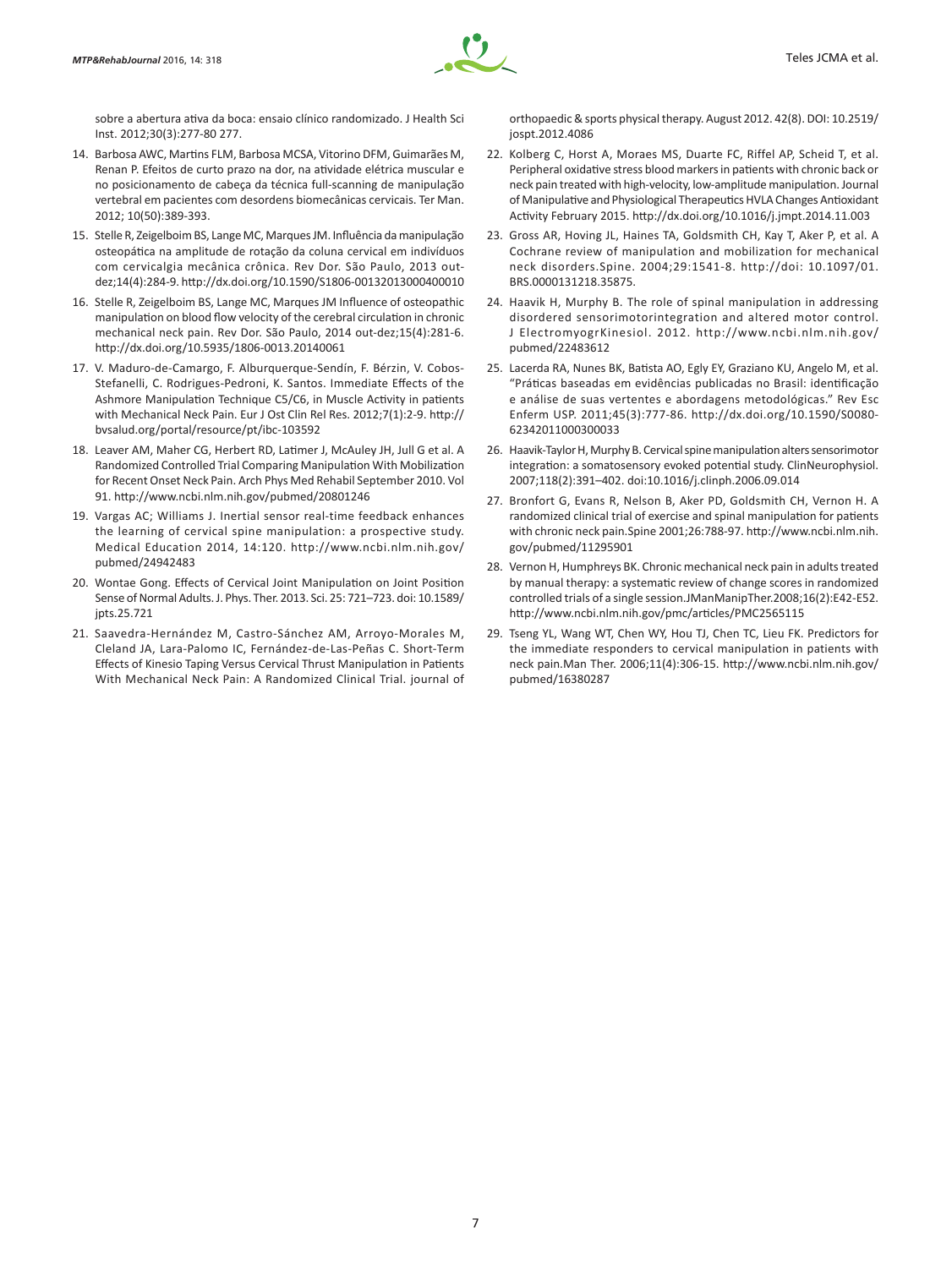sobre a abertura ativa da boca: ensaio clínico randomizado. J Health Sci Inst. 2012;30(3):277-80 277.

14. Barbosa AWC, Martins FLM, Barbosa MCSA, Vitorino DFM, Guimarães M, Renan P. Efeitos de curto prazo na dor, na atividade elétrica muscular e no posicionamento de cabeça da técnica full-scanning de manipulação vertebral em pacientes com desordens biomecânicas cervicais. Ter Man. 2012; 10(50):389-393.
15. Stelle R, Zeigelboim BS, Lange MC, Marques JM. Influência da manipulação osteopática na amplitude de rotação da coluna cervical em indivíduos com cervicalgia mecânica crônica. Rev Dor. São Paulo, 2013 out-dez;14(4):284-9. http://dx.doi.org/10.1590/S1806-00132013000400010
16. Stelle R, Zeigelboim BS, Lange MC, Marques JM Influence of osteopathic manipulation on blood flow velocity of the cerebral circulation in chronic mechanical neck pain. Rev Dor. São Paulo, 2014 out-dez;15(4):281-6. http://dx.doi.org/10.5935/1806-0013.20140061
17. V. Maduro-de-Camargo, F. Alburquerque-Sendín, F. Bérzin, V. Cobos-Stefanelli, C. Rodrigues-Pedroni, K. Santos. Immediate Effects of the Ashmore Manipulation Technique C5/C6, in Muscle Activity in patients with Mechanical Neck Pain. Eur J Ost Clin Rel Res. 2012;7(1):2-9. http://bvsalud.org/portal/resource/pt/ibc-103592
18. Leaver AM, Maher CG, Herbert RD, Latimer J, McAuley JH, Jull G et al. A Randomized Controlled Trial Comparing Manipulation With Mobilization for Recent Onset Neck Pain. Arch Phys Med Rehabil September 2010. Vol 91. http://www.ncbi.nlm.nih.gov/pubmed/20801246
19. Vargas AC; Williams J. Inertial sensor real-time feedback enhances the learning of cervical spine manipulation: a prospective study. Medical Education 2014, 14:120. http://www.ncbi.nlm.nih.gov/pubmed/24942483
20. Wontae Gong. Effects of Cervical Joint Manipulation on Joint Position Sense of Normal Adults. J. Phys. Ther. 2013. Sci. 25: 721–723. doi: 10.1589/jpts.25.721
21. Saavedra-Hernández M, Castro-Sánchez AM, Arroyo-Morales M, Cleland JA, Lara-Palomo IC, Fernández-de-Las-Peñas C. Short-Term Effects of Kinesio Taping Versus Cervical Thrust Manipulation in Patients With Mechanical Neck Pain: A Randomized Clinical Trial. journal of orthopaedic & sports physical therapy. August 2012. 42(8). DOI: 10.2519/jospt.2012.4086
22. Kolberg C, Horst A, Moraes MS, Duarte FC, Riffel AP, Scheid T, et al. Peripheral oxidative stress blood markers in patients with chronic back or neck pain treated with high-velocity, low-amplitude manipulation. Journal of Manipulative and Physiological Therapeutics HVLA Changes Antioxidant Activity February 2015. http://dx.doi.org/10.1016/j.jmpt.2014.11.003
23. Gross AR, Hoving JL, Haines TA, Goldsmith CH, Kay T, Aker P, et al. A Cochrane review of manipulation and mobilization for mechanical neck disorders.Spine. 2004;29:1541-8. http://doi: 10.1097/01.BRS.0000131218.35875.
24. Haavik H, Murphy B. The role of spinal manipulation in addressing disordered sensorimotorintegration and altered motor control. J ElectromyogrKinesiol. 2012. http://www.ncbi.nlm.nih.gov/pubmed/22483612
25. Lacerda RA, Nunes BK, Batista AO, Egly EY, Graziano KU, Angelo M, et al. "Práticas baseadas em evidências publicadas no Brasil: identificação e análise de suas vertentes e abordagens metodológicas." Rev Esc Enferm USP. 2011;45(3):777-86. http://dx.doi.org/10.1590/S0080-62342011000300033
26. Haavik-Taylor H, Murphy B. Cervical spine manipulation alters sensorimotor integration: a somatosensory evoked potential study. ClinNeurophysiol. 2007;118(2):391–402. doi:10.1016/j.clinph.2006.09.014
27. Bronfort G, Evans R, Nelson B, Aker PD, Goldsmith CH, Vernon H. A randomized clinical trial of exercise and spinal manipulation for patients with chronic neck pain.Spine 2001;26:788-97. http://www.ncbi.nlm.nih.gov/pubmed/11295901
28. Vernon H, Humphreys BK. Chronic mechanical neck pain in adults treated by manual therapy: a systematic review of change scores in randomized controlled trials of a single session.JManManipTher.2008;16(2):E42-E52. http://www.ncbi.nlm.nih.gov/pmc/articles/PMC2565115
29. Tseng YL, Wang WT, Chen WY, Hou TJ, Chen TC, Lieu FK. Predictors for the immediate responders to cervical manipulation in patients with neck pain.Man Ther. 2006;11(4):306-15. http://www.ncbi.nlm.nih.gov/pubmed/16380287